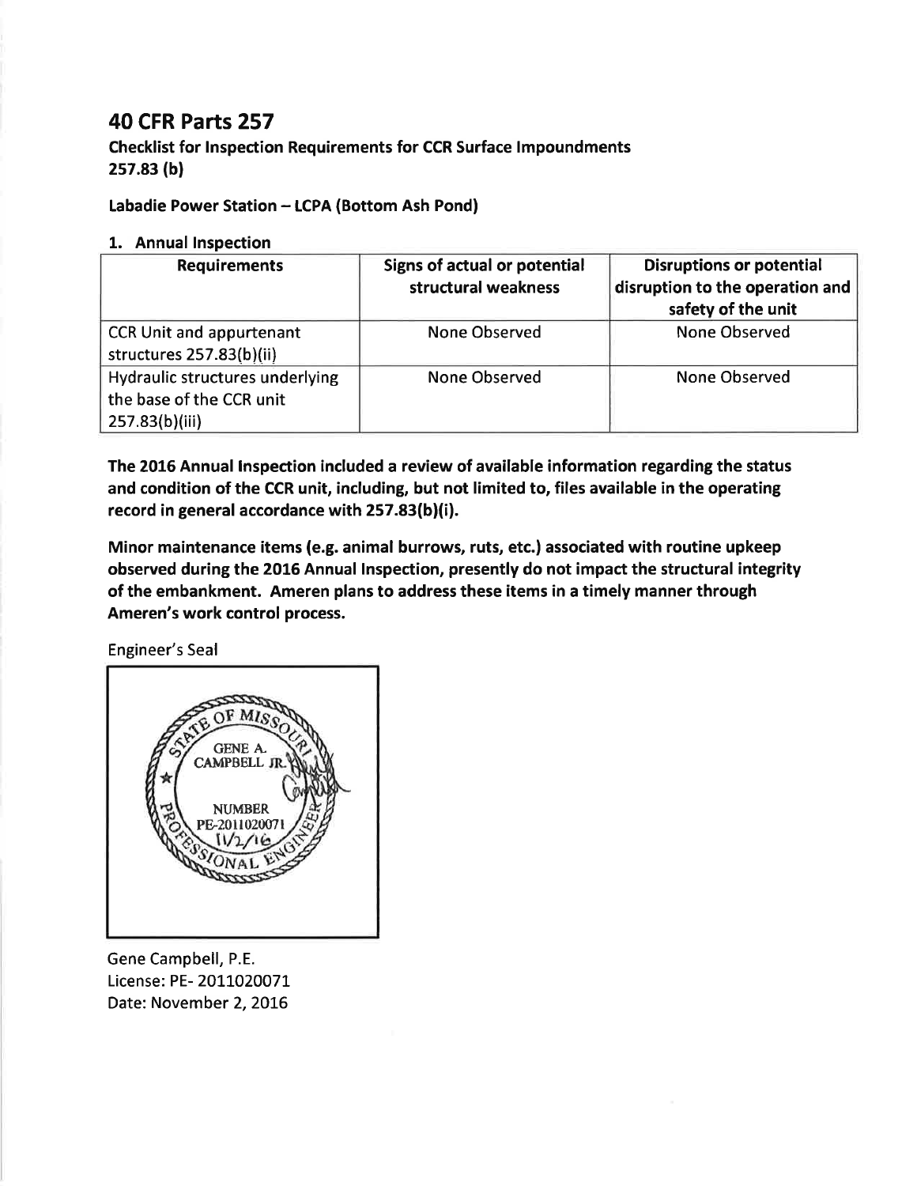# 40 CFR Parts 257

**Checklist for Inspection Requirements for CCR Surface Impoundments**
**257.83 (b)**

**Labadie Power Station – LCPA (Bottom Ash Pond)**

**1. Annual Inspection**

| Requirements | Signs of actual or potential structural weakness | Disruptions or potential disruption to the operation and safety of the unit |
|---|---|---|
| CCR Unit and appurtenant structures 257.83(b)(ii) | None Observed | None Observed |
| Hydraulic structures underlying the base of the CCR unit 257.83(b)(iii) | None Observed | None Observed |

**The 2016 Annual Inspection included a review of available information regarding the status and condition of the CCR unit, including, but not limited to, files available in the operating record in general accordance with 257.83(b)(i).**

**Minor maintenance items (e.g. animal burrows, ruts, etc.) associated with routine upkeep observed during the 2016 Annual Inspection, presently do not impact the structural integrity of the embankment. Ameren plans to address these items in a timely manner through Ameren's work control process.**

Engineer's Seal

STATE OF MISSOURI
GENE A. CAMPBELL JR.
NUMBER
PE-2011020071
11/2/16
PROFESSIONAL ENGINEER

Gene Campbell, P.E.
License: PE- 2011020071
Date: November 2, 2016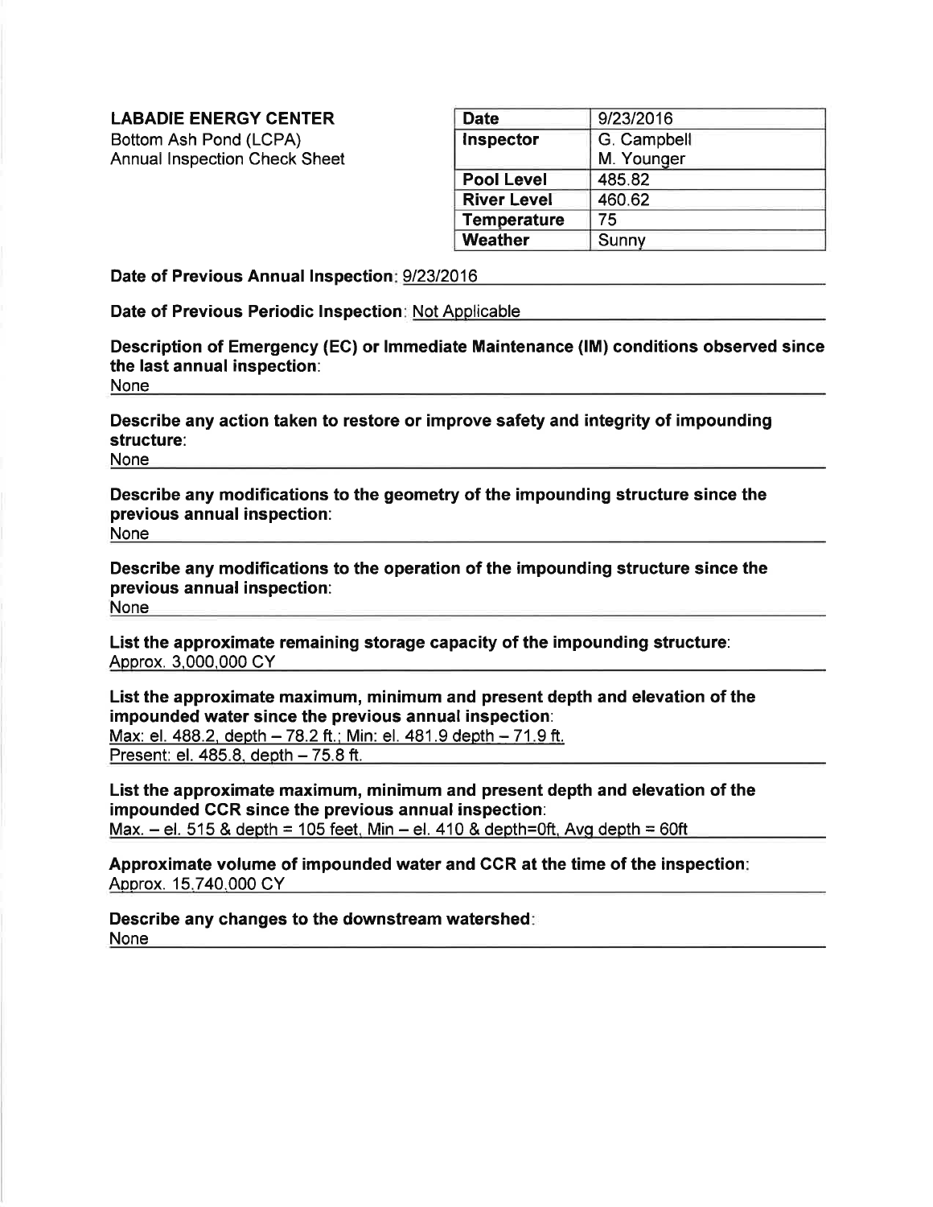**LABADIE ENERGY CENTER**
Bottom Ash Pond (LCPA)
Annual Inspection Check Sheet

| | |
|---|---|
| **Date** | 9/23/2016 |
| **Inspector** | G. Campbell<br>M. Younger |
| **Pool Level** | 485.82 |
| **River Level** | 460.62 |
| **Temperature** | 75 |
| **Weather** | Sunny |

**Date of Previous Annual Inspection**: 9/23/2016

**Date of Previous Periodic Inspection**: Not Applicable

**Description of Emergency (EC) or Immediate Maintenance (IM) conditions observed since the last annual inspection**:
None

**Describe any action taken to restore or improve safety and integrity of impounding structure**:
None

**Describe any modifications to the geometry of the impounding structure since the previous annual inspection**:
None

**Describe any modifications to the operation of the impounding structure since the previous annual inspection**:
None

**List the approximate remaining storage capacity of the impounding structure**:
Approx. 3,000,000 CY

**List the approximate maximum, minimum and present depth and elevation of the impounded water since the previous annual inspection**:
Max: el. 488.2, depth – 78.2 ft.; Min: el. 481.9 depth – 71.9 ft.
Present: el. 485.8, depth – 75.8 ft.

**List the approximate maximum, minimum and present depth and elevation of the impounded CCR since the previous annual inspection**:
Max. – el. 515 & depth = 105 feet, Min – el. 410 & depth=0ft, Avg depth = 60ft

**Approximate volume of impounded water and CCR at the time of the inspection**:
Approx. 15,740,000 CY

**Describe any changes to the downstream watershed**:
None